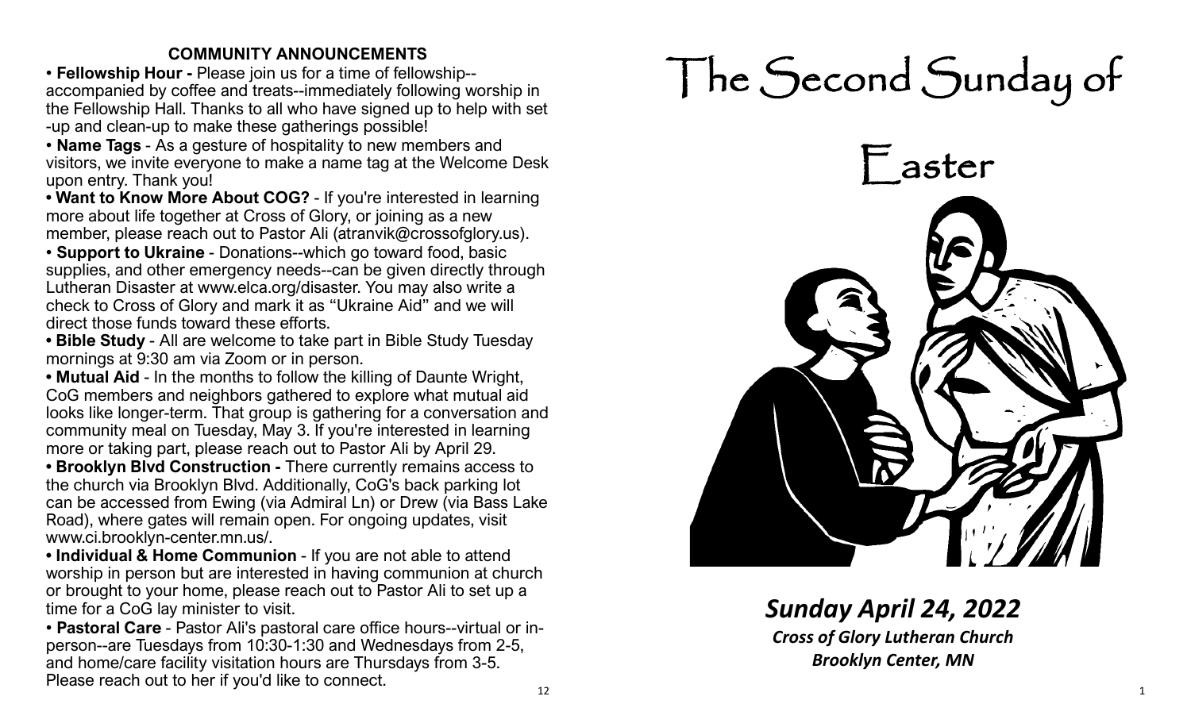## COMMUNITY ANNOUNCEMENTS

- **Fellowship Hour -** Please join us for a time of fellowship--accompanied by coffee and treats--immediately following worship in the Fellowship Hall. Thanks to all who have signed up to help with set-up and clean-up to make these gatherings possible!
- **Name Tags** - As a gesture of hospitality to new members and visitors, we invite everyone to make a name tag at the Welcome Desk upon entry. Thank you!
- **Want to Know More About COG?** - If you're interested in learning more about life together at Cross of Glory, or joining as a new member, please reach out to Pastor Ali (atranvik@crossofglory.us).
- **Support to Ukraine** - Donations--which go toward food, basic supplies, and other emergency needs--can be given directly through Lutheran Disaster at www.elca.org/disaster. You may also write a check to Cross of Glory and mark it as "Ukraine Aid" and we will direct those funds toward these efforts.
- **Bible Study** - All are welcome to take part in Bible Study Tuesday mornings at 9:30 am via Zoom or in person.
- **Mutual Aid** - In the months to follow the killing of Daunte Wright, CoG members and neighbors gathered to explore what mutual aid looks like longer-term. That group is gathering for a conversation and community meal on Tuesday, May 3. If you're interested in learning more or taking part, please reach out to Pastor Ali by April 29.
- **Brooklyn Blvd Construction -** There currently remains access to the church via Brooklyn Blvd. Additionally, CoG's back parking lot can be accessed from Ewing (via Admiral Ln) or Drew (via Bass Lake Road), where gates will remain open. For ongoing updates, visit www.ci.brooklyn-center.mn.us/.
- **Individual & Home Communion** - If you are not able to attend worship in person but are interested in having communion at church or brought to your home, please reach out to Pastor Ali to set up a time for a CoG lay minister to visit.
- **Pastoral Care** - Pastor Ali's pastoral care office hours--virtual or in-person--are Tuesdays from 10:30-1:30 and Wednesdays from 2-5, and home/care facility visitation hours are Thursdays from 3-5. Please reach out to her if you'd like to connect.

# The Second Sunday of Easter

***Sunday April 24, 2022***

***Cross of Glory Lutheran Church***

***Brooklyn Center, MN***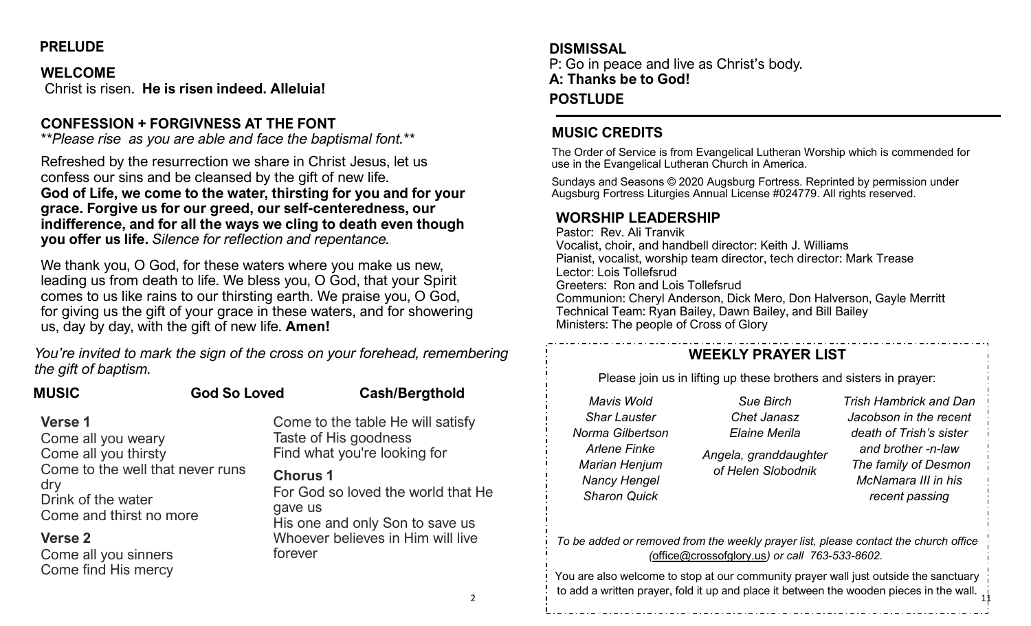**PRELUDE**

**WELCOME**

Christ is risen. **He is risen indeed. Alleluia!**

**CONFESSION + FORGIVNESS AT THE FONT**

*\*\*Please rise as you are able and face the baptismal font.\*\**

Refreshed by the resurrection we share in Christ Jesus, let us confess our sins and be cleansed by the gift of new life.
**God of Life, we come to the water, thirsting for you and for your grace. Forgive us for our greed, our self-centeredness, our indifference, and for all the ways we cling to death even though you offer us life.** *Silence for reflection and repentance.*

We thank you, O God, for these waters where you make us new, leading us from death to life. We bless you, O God, that your Spirit comes to us like rains to our thirsting earth. We praise you, O God, for giving us the gift of your grace in these waters, and for showering us, day by day, with the gift of new life. **Amen!**

*You're invited to mark the sign of the cross on your forehead, remembering the gift of baptism.*

**MUSIC** **God So Loved** **Cash/Bergthold**

**Verse 1**
Come all you weary
Come all you thirsty
Come to the well that never runs dry
Drink of the water
Come and thirst no more

**Verse 2**
Come all you sinners
Come find His mercy
Come to the table He will satisfy
Taste of His goodness
Find what you're looking for

**Chorus 1**
For God so loved the world that He gave us
His one and only Son to save us
Whoever believes in Him will live forever

**DISMISSAL**

P: Go in peace and live as Christ's body.
**A: Thanks be to God!**

**POSTLUDE**

---

**MUSIC CREDITS**

The Order of Service is from Evangelical Lutheran Worship which is commended for use in the Evangelical Lutheran Church in America.

Sundays and Seasons © 2020 Augsburg Fortress. Reprinted by permission under Augsburg Fortress Liturgies Annual License #024779. All rights reserved.

**WORSHIP LEADERSHIP**

Pastor: Rev. Ali Tranvik
Vocalist, choir, and handbell director: Keith J. Williams
Pianist, vocalist, worship team director, tech director: Mark Trease
Lector: Lois Tollefsrud
Greeters: Ron and Lois Tollefsrud
Communion: Cheryl Anderson, Dick Mero, Don Halverson, Gayle Merritt
Technical Team: Ryan Bailey, Dawn Bailey, and Bill Bailey
Ministers: The people of Cross of Glory

**WEEKLY PRAYER LIST**

Please join us in lifting up these brothers and sisters in prayer:

*Mavis Wold*
*Shar Lauster*
*Norma Gilbertson*
*Arlene Finke*
*Marian Henjum*
*Nancy Hengel*
*Sharon Quick*
*Sue Birch*
*Chet Janasz*
*Elaine Merila*
*Angela, granddaughter of Helen Slobodnik*
*Trish Hambrick and Dan Jacobson in the recent death of Trish's sister and brother -n-law*
*The family of Desmon McNamara III in his recent passing*

*To be added or removed from the weekly prayer list, please contact the church office (office@crossofglory.us) or call 763-533-8602.*

You are also welcome to stop at our community prayer wall just outside the sanctuary to add a written prayer, fold it up and place it between the wooden pieces in the wall.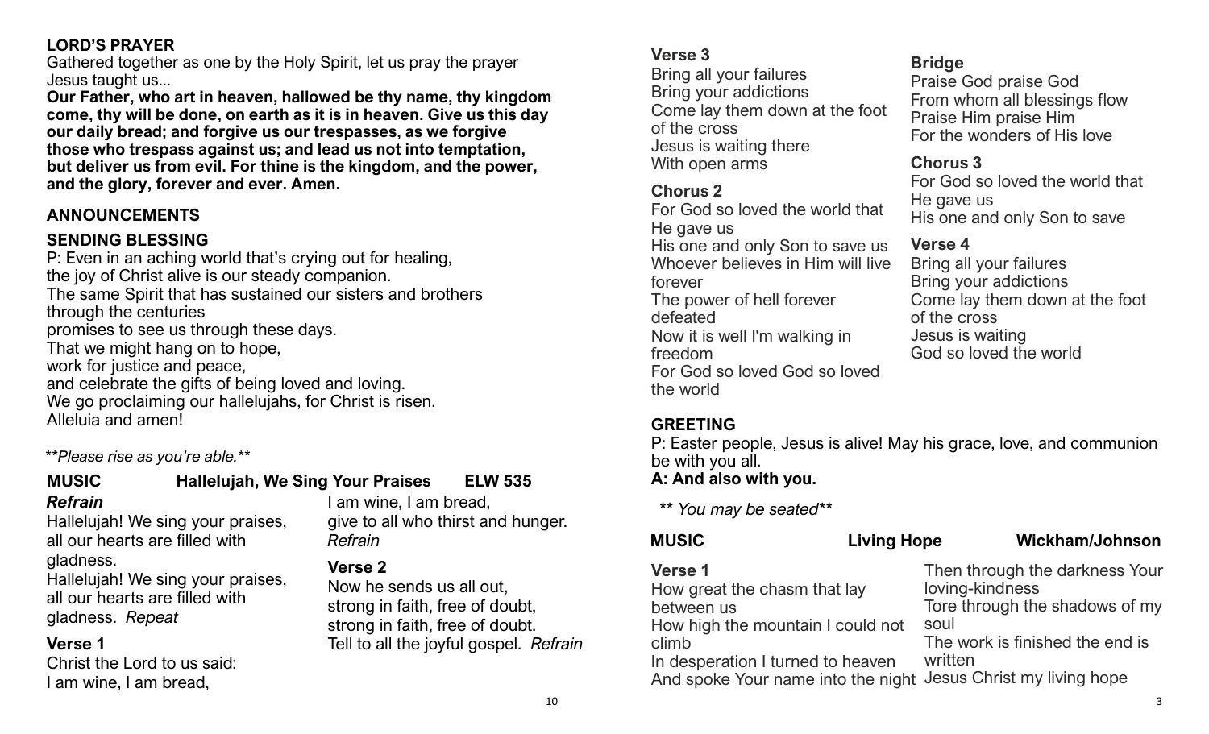**LORD'S PRAYER**

Gathered together as one by the Holy Spirit, let us pray the prayer Jesus taught us...

**Our Father, who art in heaven, hallowed be thy name, thy kingdom come, thy will be done, on earth as it is in heaven. Give us this day our daily bread; and forgive us our trespasses, as we forgive those who trespass against us; and lead us not into temptation, but deliver us from evil. For thine is the kingdom, and the power, and the glory, forever and ever. Amen.**

**ANNOUNCEMENTS**

**SENDING BLESSING**

P: Even in an aching world that's crying out for healing,
the joy of Christ alive is our steady companion.
The same Spirit that has sustained our sisters and brothers through the centuries
promises to see us through these days.
That we might hang on to hope,
work for justice and peace,
and celebrate the gifts of being loved and loving.
We go proclaiming our hallelujahs, for Christ is risen.
Alleluia and amen!

*\*\*Please rise as you're able.\*\**

**MUSIC Hallelujah, We Sing Your Praises ELW 535**

***Refrain***

Hallelujah! We sing your praises,
all our hearts are filled with gladness.
Hallelujah! We sing your praises,
all our hearts are filled with gladness. *Repeat*

**Verse 1**

Christ the Lord to us said:
I am wine, I am bread,
I am wine, I am bread,
give to all who thirst and hunger. *Refrain*

**Verse 2**

Now he sends us all out,
strong in faith, free of doubt,
strong in faith, free of doubt.
Tell to all the joyful gospel. *Refrain*

**Verse 3**

Bring all your failures
Bring your addictions
Come lay them down at the foot of the cross
Jesus is waiting there
With open arms

**Chorus 2**

For God so loved the world that He gave us
His one and only Son to save us
Whoever believes in Him will live forever
The power of hell forever defeated
Now it is well I'm walking in freedom
For God so loved God so loved the world

**Bridge**

Praise God praise God
From whom all blessings flow
Praise Him praise Him
For the wonders of His love

**Chorus 3**

For God so loved the world that He gave us
His one and only Son to save

**Verse 4**

Bring all your failures
Bring your addictions
Come lay them down at the foot of the cross
Jesus is waiting
God so loved the world

**GREETING**

P: Easter people, Jesus is alive! May his grace, love, and communion be with you all.
**A: And also with you.**

*\*\* You may be seated\*\**

**MUSIC Living Hope Wickham/Johnson**

**Verse 1**

How great the chasm that lay between us
How high the mountain I could not climb
In desperation I turned to heaven
And spoke Your name into the night
Then through the darkness Your loving-kindness
Tore through the shadows of my soul
The work is finished the end is written
Jesus Christ my living hope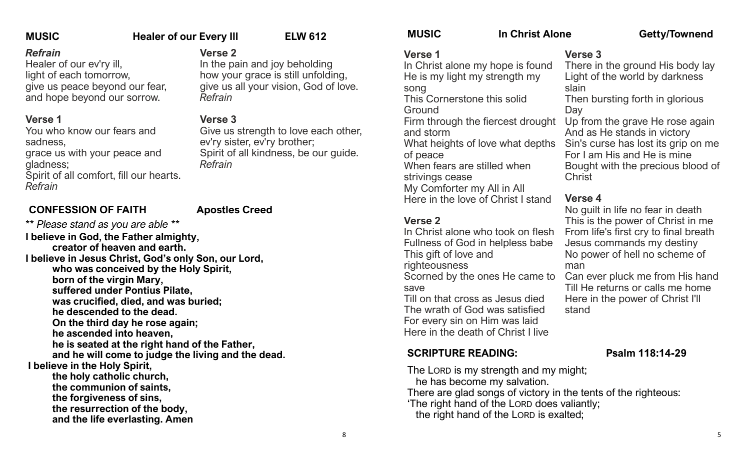**MUSIC** **Healer of our Every Ill** **ELW 612**

*Refrain*
Healer of our ev'ry ill,
light of each tomorrow,
give us peace beyond our fear,
and hope beyond our sorrow.

**Verse 1**
You who know our fears and sadness,
grace us with your peace and gladness;
Spirit of all comfort, fill our hearts.
*Refrain*

**Verse 2**
In the pain and joy beholding
how your grace is still unfolding,
give us all your vision, God of love.
*Refrain*

**Verse 3**
Give us strength to love each other,
ev'ry sister, ev'ry brother;
Spirit of all kindness, be our guide.
*Refrain*

**CONFESSION OF FAITH** **Apostles Creed**

*\*\* Please stand as you are able \*\**

**I believe in God, the Father almighty,**
**creator of heaven and earth.**
**I believe in Jesus Christ, God's only Son, our Lord,**
**who was conceived by the Holy Spirit,**
**born of the virgin Mary,**
**suffered under Pontius Pilate,**
**was crucified, died, and was buried;**
**he descended to the dead.**
**On the third day he rose again;**
**he ascended into heaven,**
**he is seated at the right hand of the Father,**
**and he will come to judge the living and the dead.**
**I believe in the Holy Spirit,**
**the holy catholic church,**
**the communion of saints,**
**the forgiveness of sins,**
**the resurrection of the body,**
**and the life everlasting. Amen**

**MUSIC** **In Christ Alone** **Getty/Townend**

**Verse 1**
In Christ alone my hope is found
He is my light my strength my song
This Cornerstone this solid Ground
Firm through the fiercest drought and storm
What heights of love what depths of peace
When fears are stilled when strivings cease
My Comforter my All in All
Here in the love of Christ I stand

**Verse 2**
In Christ alone who took on flesh
Fullness of God in helpless babe
This gift of love and righteousness
Scorned by the ones He came to save
Till on that cross as Jesus died
The wrath of God was satisfied
For every sin on Him was laid
Here in the death of Christ I live

**Verse 3**
There in the ground His body lay
Light of the world by darkness slain
Then bursting forth in glorious Day
Up from the grave He rose again
And as He stands in victory
Sin's curse has lost its grip on me
For I am His and He is mine
Bought with the precious blood of Christ

**Verse 4**
No guilt in life no fear in death
This is the power of Christ in me
From life's first cry to final breath
Jesus commands my destiny
No power of hell no scheme of man
Can ever pluck me from His hand
Till He returns or calls me home
Here in the power of Christ I'll stand

**SCRIPTURE READING:** **Psalm 118:14-29**

The LORD is my strength and my might;
he has become my salvation.
There are glad songs of victory in the tents of the righteous:
'The right hand of the LORD does valiantly;
the right hand of the LORD is exalted;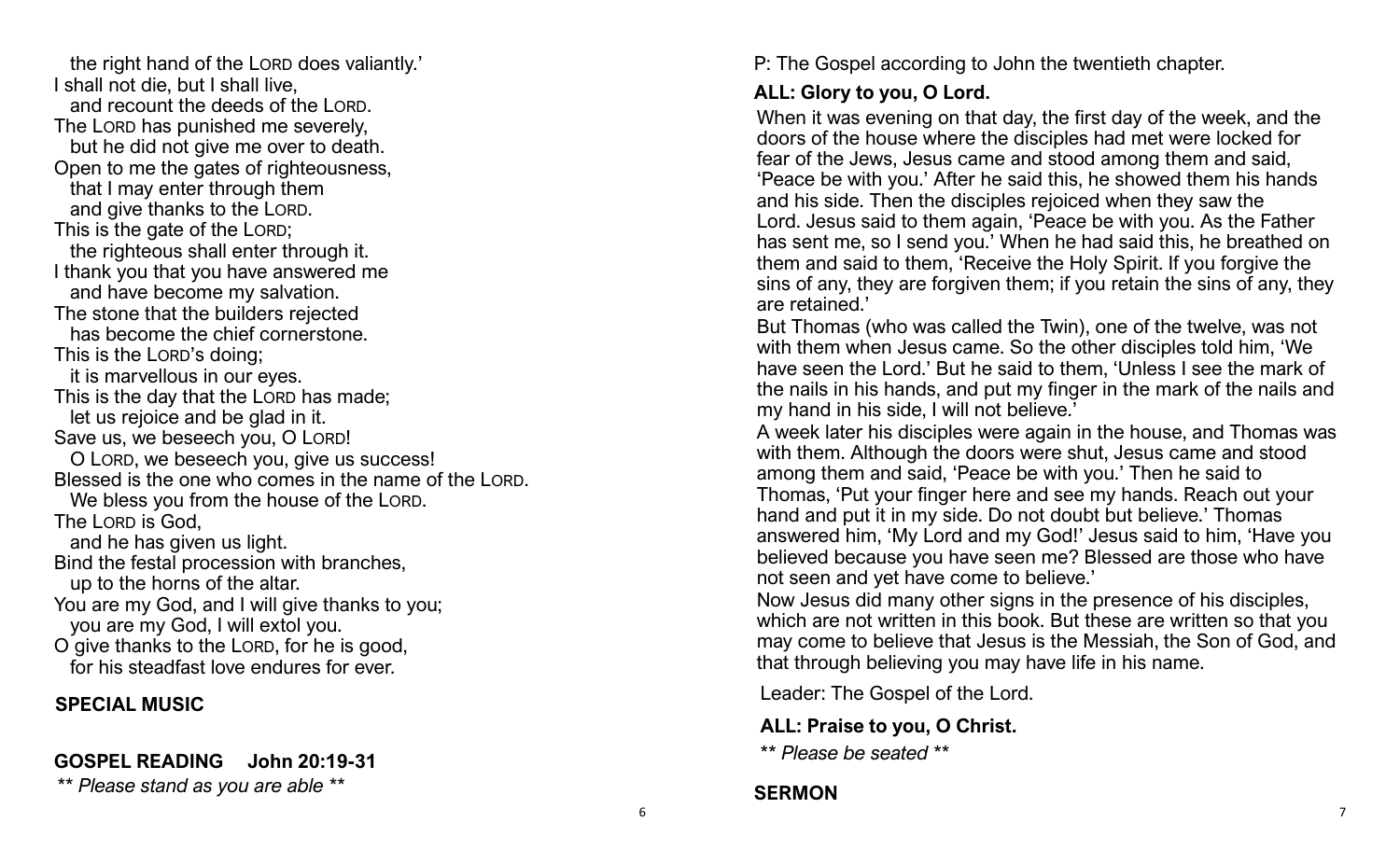the right hand of the LORD does valiantly.'
I shall not die, but I shall live,
and recount the deeds of the LORD.
The LORD has punished me severely,
but he did not give me over to death.
Open to me the gates of righteousness,
that I may enter through them
and give thanks to the LORD.
This is the gate of the LORD;
the righteous shall enter through it.
I thank you that you have answered me
and have become my salvation.
The stone that the builders rejected
has become the chief cornerstone.
This is the LORD's doing;
it is marvellous in our eyes.
This is the day that the LORD has made;
let us rejoice and be glad in it.
Save us, we beseech you, O LORD!
O LORD, we beseech you, give us success!
Blessed is the one who comes in the name of the LORD.
We bless you from the house of the LORD.
The LORD is God,
and he has given us light.
Bind the festal procession with branches,
up to the horns of the altar.
You are my God, and I will give thanks to you;
you are my God, I will extol you.
O give thanks to the LORD, for he is good,
for his steadfast love endures for ever.

**SPECIAL MUSIC**

**GOSPEL READING John 20:19-31**

*** Please stand as you are able ***

P: The Gospel according to John the twentieth chapter.

**ALL: Glory to you, O Lord.**

When it was evening on that day, the first day of the week, and the doors of the house where the disciples had met were locked for fear of the Jews, Jesus came and stood among them and said, 'Peace be with you.' After he said this, he showed them his hands and his side. Then the disciples rejoiced when they saw the Lord. Jesus said to them again, 'Peace be with you. As the Father has sent me, so I send you.' When he had said this, he breathed on them and said to them, 'Receive the Holy Spirit. If you forgive the sins of any, they are forgiven them; if you retain the sins of any, they are retained.'

But Thomas (who was called the Twin), one of the twelve, was not with them when Jesus came. So the other disciples told him, 'We have seen the Lord.' But he said to them, 'Unless I see the mark of the nails in his hands, and put my finger in the mark of the nails and my hand in his side, I will not believe.'

A week later his disciples were again in the house, and Thomas was with them. Although the doors were shut, Jesus came and stood among them and said, 'Peace be with you.' Then he said to Thomas, 'Put your finger here and see my hands. Reach out your hand and put it in my side. Do not doubt but believe.' Thomas answered him, 'My Lord and my God!' Jesus said to him, 'Have you believed because you have seen me? Blessed are those who have not seen and yet have come to believe.'

Now Jesus did many other signs in the presence of his disciples, which are not written in this book. But these are written so that you may come to believe that Jesus is the Messiah, the Son of God, and that through believing you may have life in his name.

Leader: The Gospel of the Lord.

**ALL: Praise to you, O Christ.**

*** Please be seated ***

**SERMON**